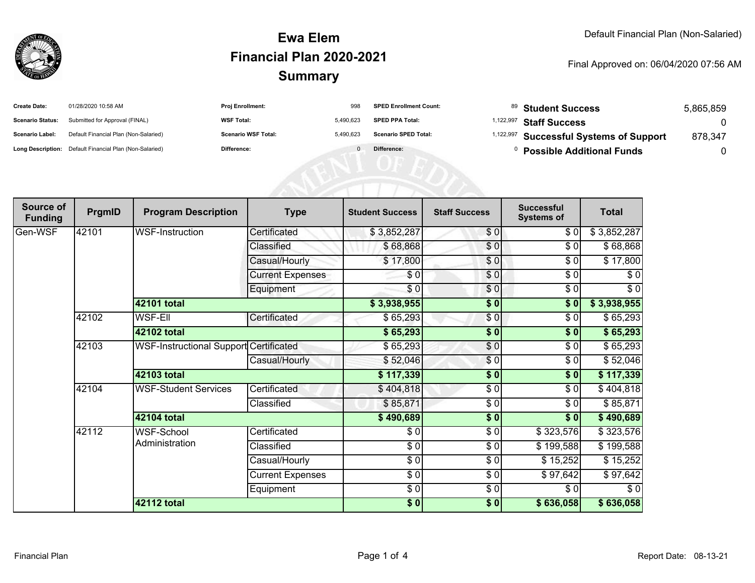# Ewa Elem
# Financial Plan 2020-2021
# Summary

Default Financial Plan (Non-Salaried)

Final Approved on: 06/04/2020 07:56 AM

| | | | | | | | |
|---|---|---|---|---|---|---|---|
| **Create Date:** | 01/28/2020 10:58 AM | **Proj Enrollment:** | 998 | **SPED Enrollment Count:** | 89 | **Student Success** | 5,865,859 |
| **Scenario Status:** | Submitted for Approval (FINAL) | **WSF Total:** | 5,490,623 | **SPED PPA Total:** | 1,122,997 | **Staff Success** | 0 |
| **Scenario Label:** | Default Financial Plan (Non-Salaried) | **Scenario WSF Total:** | 5,490,623 | **Scenario SPED Total:** | 1,122,997 | **Successful Systems of Support** | 878,347 |
| **Long Description:** | Default Financial Plan (Non-Salaried) | **Difference:** | 0 | **Difference:** | 0 | **Possible Additional Funds** | 0 |

| Source of Funding | PrgmID | Program Description | Type | Student Success | Staff Success | Successful Systems of | Total |
|---|---|---|---|---|---|---|---|
| Gen-WSF | 42101 | WSF-Instruction | Certificated | $ 3,852,287 | $ 0 | $ 0 | $ 3,852,287 |
| | | | Classified | $ 68,868 | $ 0 | $ 0 | $ 68,868 |
| | | | Casual/Hourly | $ 17,800 | $ 0 | $ 0 | $ 17,800 |
| | | | Current Expenses | $ 0 | $ 0 | $ 0 | $ 0 |
| | | | Equipment | $ 0 | $ 0 | $ 0 | $ 0 |
| | | **42101 total** | | **$ 3,938,955** | **$ 0** | **$ 0** | **$ 3,938,955** |
| | 42102 | WSF-Ell | Certificated | $ 65,293 | $ 0 | $ 0 | $ 65,293 |
| | | **42102 total** | | **$ 65,293** | **$ 0** | **$ 0** | **$ 65,293** |
| | 42103 | WSF-Instructional Support | Certificated | $ 65,293 | $ 0 | $ 0 | $ 65,293 |
| | | | Casual/Hourly | $ 52,046 | $ 0 | $ 0 | $ 52,046 |
| | | **42103 total** | | **$ 117,339** | **$ 0** | **$ 0** | **$ 117,339** |
| | 42104 | WSF-Student Services | Certificated | $ 404,818 | $ 0 | $ 0 | $ 404,818 |
| | | | Classified | $ 85,871 | $ 0 | $ 0 | $ 85,871 |
| | | **42104 total** | | **$ 490,689** | **$ 0** | **$ 0** | **$ 490,689** |
| | 42112 | WSF-School Administration | Certificated | $ 0 | $ 0 | $ 323,576 | $ 323,576 |
| | | | Classified | $ 0 | $ 0 | $ 199,588 | $ 199,588 |
| | | | Casual/Hourly | $ 0 | $ 0 | $ 15,252 | $ 15,252 |
| | | | Current Expenses | $ 0 | $ 0 | $ 97,642 | $ 97,642 |
| | | | Equipment | $ 0 | $ 0 | $ 0 | $ 0 |
| | | **42112 total** | | **$ 0** | **$ 0** | **$ 636,058** | **$ 636,058** |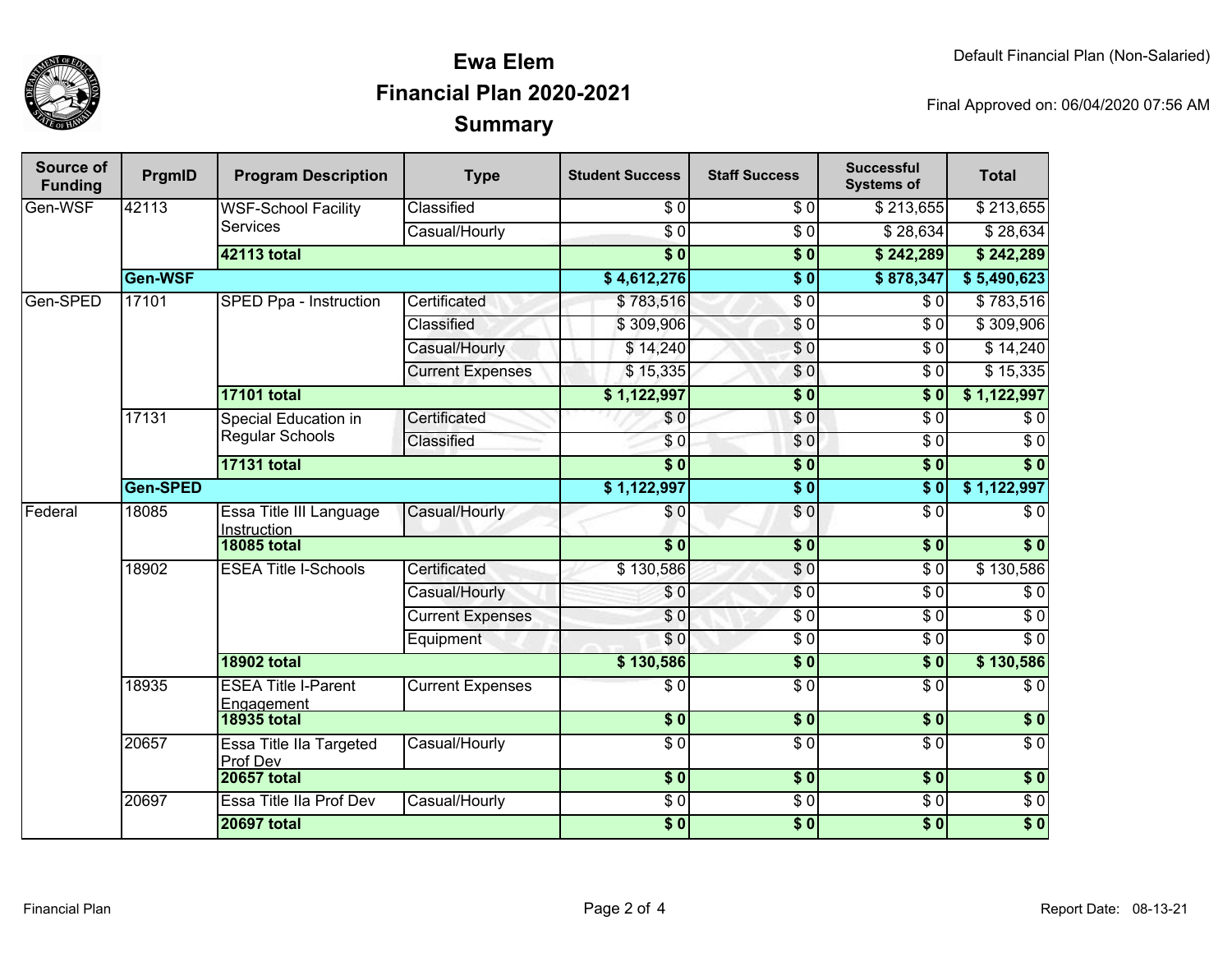# Ewa Elem
## Financial Plan 2020-2021
## Summary

Default Financial Plan (Non-Salaried)

Final Approved on: 06/04/2020 07:56 AM

| Source of Funding | PrgmID | Program Description | Type | Student Success | Staff Success | Successful Systems of | Total |
|---|---|---|---|---|---|---|---|
| Gen-WSF | 42113 | WSF-School Facility Services | Classified | $ 0 | $ 0 | $ 213,655 | $ 213,655 |
| | | | Casual/Hourly | $ 0 | $ 0 | $ 28,634 | $ 28,634 |
| | | **42113 total** | | **$ 0** | **$ 0** | **$ 242,289** | **$ 242,289** |
| | **Gen-WSF** | | | **$ 4,612,276** | **$ 0** | **$ 878,347** | **$ 5,490,623** |
| Gen-SPED | 17101 | SPED Ppa - Instruction | Certificated | $ 783,516 | $ 0 | $ 0 | $ 783,516 |
| | | | Classified | $ 309,906 | $ 0 | $ 0 | $ 309,906 |
| | | | Casual/Hourly | $ 14,240 | $ 0 | $ 0 | $ 14,240 |
| | | | Current Expenses | $ 15,335 | $ 0 | $ 0 | $ 15,335 |
| | | **17101 total** | | **$ 1,122,997** | **$ 0** | **$ 0** | **$ 1,122,997** |
| | 17131 | Special Education in Regular Schools | Certificated | $ 0 | $ 0 | $ 0 | $ 0 |
| | | | Classified | $ 0 | $ 0 | $ 0 | $ 0 |
| | | **17131 total** | | **$ 0** | **$ 0** | **$ 0** | **$ 0** |
| | **Gen-SPED** | | | **$ 1,122,997** | **$ 0** | **$ 0** | **$ 1,122,997** |
| Federal | 18085 | Essa Title III Language Instruction | Casual/Hourly | $ 0 | $ 0 | $ 0 | $ 0 |
| | | **18085 total** | | **$ 0** | **$ 0** | **$ 0** | **$ 0** |
| | 18902 | ESEA Title I-Schools | Certificated | $ 130,586 | $ 0 | $ 0 | $ 130,586 |
| | | | Casual/Hourly | $ 0 | $ 0 | $ 0 | $ 0 |
| | | | Current Expenses | $ 0 | $ 0 | $ 0 | $ 0 |
| | | | Equipment | $ 0 | $ 0 | $ 0 | $ 0 |
| | | **18902 total** | | **$ 130,586** | **$ 0** | **$ 0** | **$ 130,586** |
| | 18935 | ESEA Title I-Parent Engagement | Current Expenses | $ 0 | $ 0 | $ 0 | $ 0 |
| | | **18935 total** | | **$ 0** | **$ 0** | **$ 0** | **$ 0** |
| | 20657 | Essa Title IIa Targeted Prof Dev | Casual/Hourly | $ 0 | $ 0 | $ 0 | $ 0 |
| | | **20657 total** | | **$ 0** | **$ 0** | **$ 0** | **$ 0** |
| | 20697 | Essa Title IIa Prof Dev | Casual/Hourly | $ 0 | $ 0 | $ 0 | $ 0 |
| | | **20697 total** | | **$ 0** | **$ 0** | **$ 0** | **$ 0** |

Report Date: 08-13-21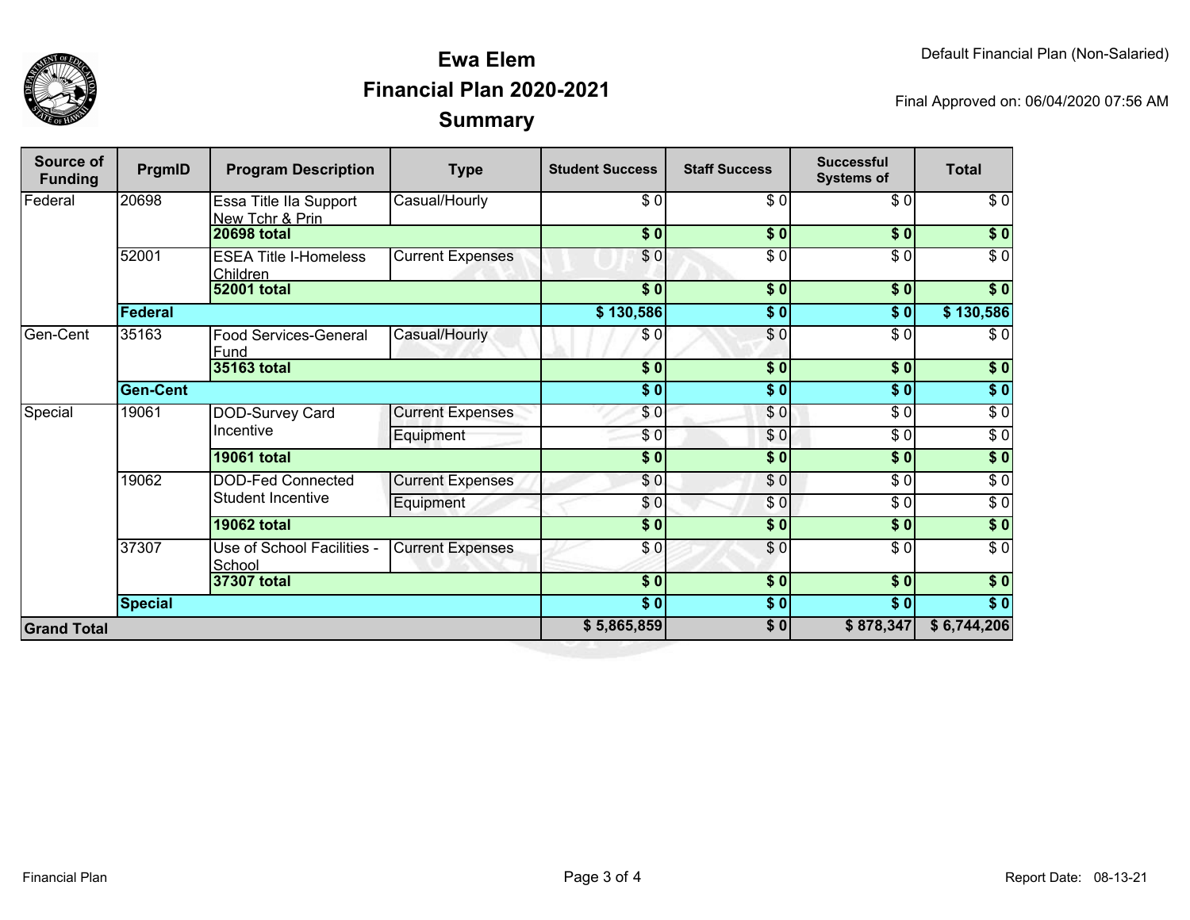# Ewa Elem
# Financial Plan 2020-2021
# Summary

Default Financial Plan (Non-Salaried)

Final Approved on: 06/04/2020 07:56 AM

| Source of Funding | PrgmID | Program Description | Type | Student Success | Staff Success | Successful Systems of | Total |
|---|---|---|---|---|---|---|---|
| Federal | 20698 | Essa Title IIa Support New Tchr & Prin | Casual/Hourly | $ 0 | $ 0 | $ 0 | $ 0 |
| | | **20698 total** | | **$ 0** | **$ 0** | **$ 0** | **$ 0** |
| | 52001 | ESEA Title I-Homeless Children | Current Expenses | $ 0 | $ 0 | $ 0 | $ 0 |
| | | **52001 total** | | **$ 0** | **$ 0** | **$ 0** | **$ 0** |
| | **Federal** | | | **$ 130,586** | **$ 0** | **$ 0** | **$ 130,586** |
| Gen-Cent | 35163 | Food Services-General Fund | Casual/Hourly | $ 0 | $ 0 | $ 0 | $ 0 |
| | | **35163 total** | | **$ 0** | **$ 0** | **$ 0** | **$ 0** |
| | **Gen-Cent** | | | **$ 0** | **$ 0** | **$ 0** | **$ 0** |
| Special | 19061 | DOD-Survey Card Incentive | Current Expenses | $ 0 | $ 0 | $ 0 | $ 0 |
| | | | Equipment | $ 0 | $ 0 | $ 0 | $ 0 |
| | | **19061 total** | | **$ 0** | **$ 0** | **$ 0** | **$ 0** |
| | 19062 | DOD-Fed Connected Student Incentive | Current Expenses | $ 0 | $ 0 | $ 0 | $ 0 |
| | | | Equipment | $ 0 | $ 0 | $ 0 | $ 0 |
| | | **19062 total** | | **$ 0** | **$ 0** | **$ 0** | **$ 0** |
| | 37307 | Use of School Facilities - School | Current Expenses | $ 0 | $ 0 | $ 0 | $ 0 |
| | | **37307 total** | | **$ 0** | **$ 0** | **$ 0** | **$ 0** |
| | **Special** | | | **$ 0** | **$ 0** | **$ 0** | **$ 0** |
| **Grand Total** | | | | **$ 5,865,859** | **$ 0** | **$ 878,347** | **$ 6,744,206** |

Financial Plan

Report Date: 08-13-21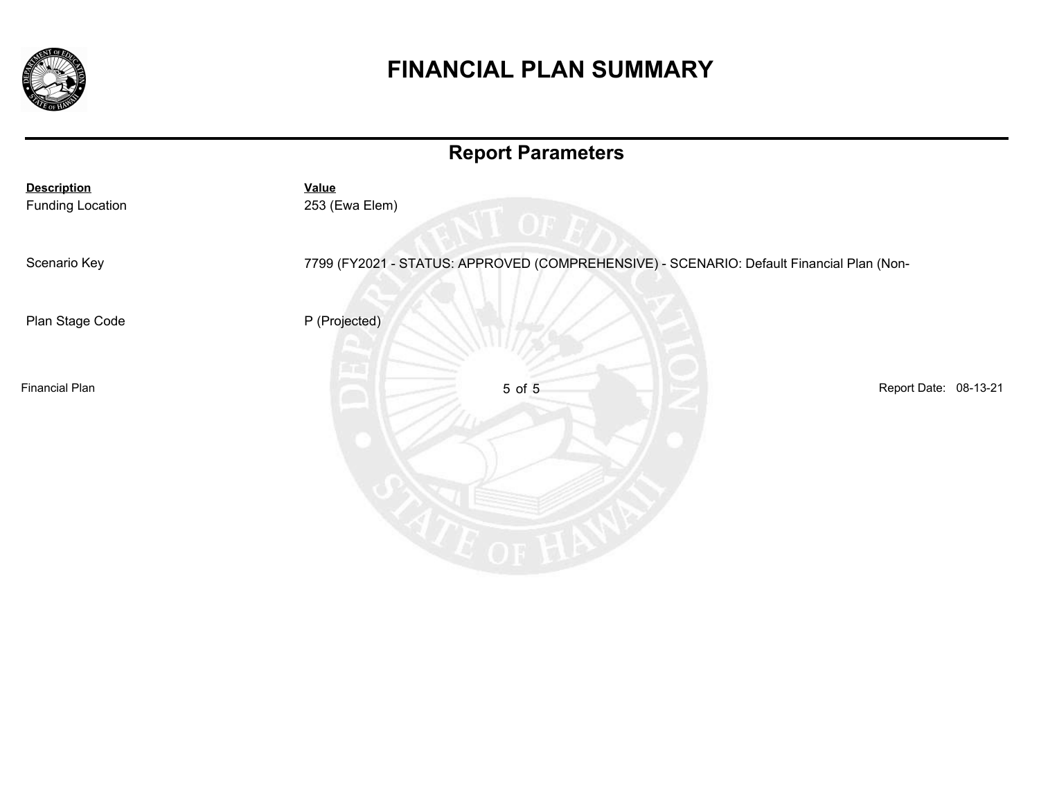# FINANCIAL PLAN SUMMARY

## Report Parameters

| Description | Value |
| --- | --- |
| Funding Location | 253 (Ewa Elem) |
| Scenario Key | 7799 (FY2021 - STATUS: APPROVED (COMPREHENSIVE) - SCENARIO: Default Financial Plan (Non- |
| Plan Stage Code | P (Projected) |

Financial Plan

Report Date: 08-13-21